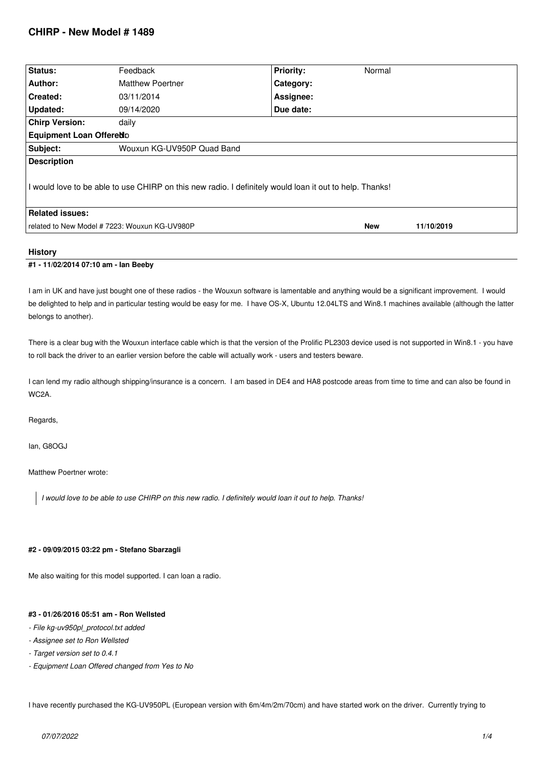# CHIRP - New Model # 1489

| Status: | Feedback | Priority: | Normal |
|---|---|---|---|
| Author: | Matthew Poertner | Category: | |
| Created: | 03/11/2014 | Assignee: | |
| Updated: | 09/14/2020 | Due date: | |
| Chirp Version: | daily | | |
| Equipment Loan Offered: | No | | |
| Subject: | Wouxun KG-UV950P Quad Band | | |

**Description**

I would love to be able to use CHIRP on this new radio. I definitely would loan it out to help. Thanks!

**Related issues:**

| | | |
|---|---|---|
| related to New Model # 7223: Wouxun KG-UV980P | New | 11/10/2019 |

## History

### #1 - 11/02/2014 07:10 am - Ian Beeby

I am in UK and have just bought one of these radios - the Wouxun software is lamentable and anything would be a significant improvement. I would be delighted to help and in particular testing would be easy for me. I have OS-X, Ubuntu 12.04LTS and Win8.1 machines available (although the latter belongs to another).

There is a clear bug with the Wouxun interface cable which is that the version of the Prolific PL2303 device used is not supported in Win8.1 - you have to roll back the driver to an earlier version before the cable will actually work - users and testers beware.

I can lend my radio although shipping/insurance is a concern. I am based in DE4 and HA8 postcode areas from time to time and can also be found in WC2A.

Regards,

Ian, G8OGJ

Matthew Poertner wrote:

> *I would love to be able to use CHIRP on this new radio. I definitely would loan it out to help. Thanks!*

### #2 - 09/09/2015 03:22 pm - Stefano Sbarzagli

Me also waiting for this model supported. I can loan a radio.

### #3 - 01/26/2016 05:51 am - Ron Wellsted

- *File kg-uv950pl_protocol.txt added*
- *Assignee set to Ron Wellsted*
- *Target version set to 0.4.1*
- *Equipment Loan Offered changed from Yes to No*

I have recently purchased the KG-UV950PL (European version with 6m/4m/2m/70cm) and have started work on the driver. Currently trying to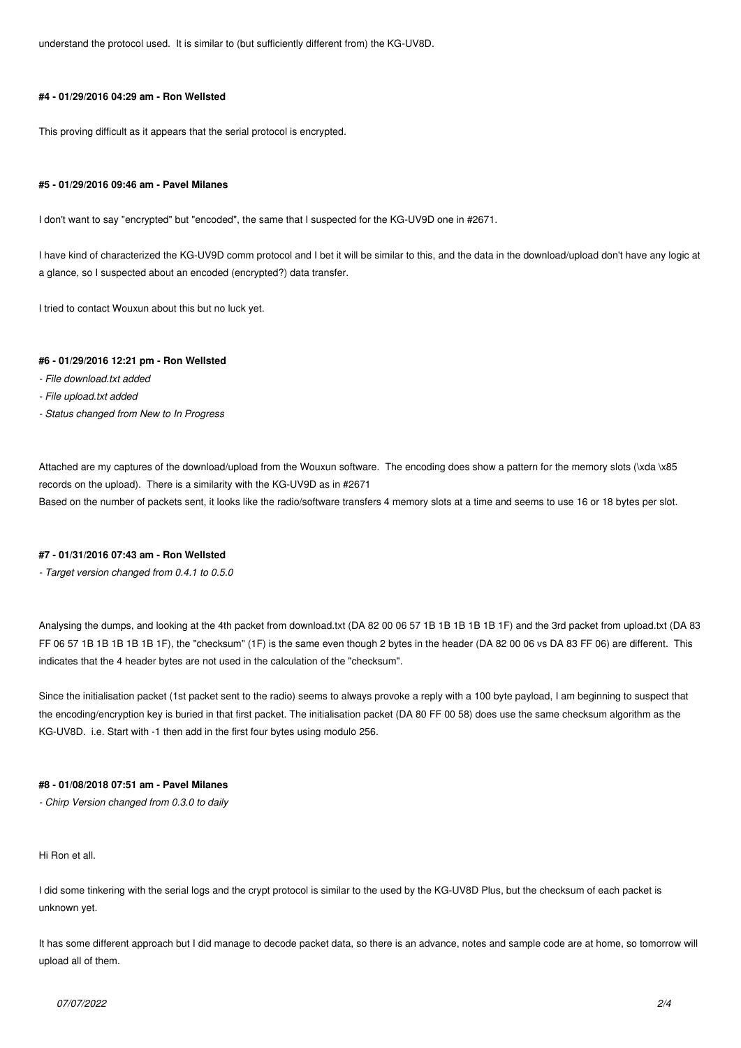understand the protocol used. It is similar to (but sufficiently different from) the KG-UV8D.

#### #4 - 01/29/2016 04:29 am - Ron Wellsted

This proving difficult as it appears that the serial protocol is encrypted.

#### #5 - 01/29/2016 09:46 am - Pavel Milanes

I don't want to say "encrypted" but "encoded", the same that I suspected for the KG-UV9D one in #2671.

I have kind of characterized the KG-UV9D comm protocol and I bet it will be similar to this, and the data in the download/upload don't have any logic at a glance, so I suspected about an encoded (encrypted?) data transfer.

I tried to contact Wouxun about this but no luck yet.

#### #6 - 01/29/2016 12:21 pm - Ron Wellsted

- *File download.txt added*
- *File upload.txt added*
- *Status changed from New to In Progress*

Attached are my captures of the download/upload from the Wouxun software. The encoding does show a pattern for the memory slots (\xda \x85 records on the upload). There is a similarity with the KG-UV9D as in #2671
Based on the number of packets sent, it looks like the radio/software transfers 4 memory slots at a time and seems to use 16 or 18 bytes per slot.

#### #7 - 01/31/2016 07:43 am - Ron Wellsted

- *Target version changed from 0.4.1 to 0.5.0*

Analysing the dumps, and looking at the 4th packet from download.txt (DA 82 00 06 57 1B 1B 1B 1B 1B 1F) and the 3rd packet from upload.txt (DA 83 FF 06 57 1B 1B 1B 1B 1B 1F), the "checksum" (1F) is the same even though 2 bytes in the header (DA 82 00 06 vs DA 83 FF 06) are different. This indicates that the 4 header bytes are not used in the calculation of the "checksum".

Since the initialisation packet (1st packet sent to the radio) seems to always provoke a reply with a 100 byte payload, I am beginning to suspect that the encoding/encryption key is buried in that first packet. The initialisation packet (DA 80 FF 00 58) does use the same checksum algorithm as the KG-UV8D. i.e. Start with -1 then add in the first four bytes using modulo 256.

#### #8 - 01/08/2018 07:51 am - Pavel Milanes

- *Chirp Version changed from 0.3.0 to daily*

Hi Ron et all.

I did some tinkering with the serial logs and the crypt protocol is similar to the used by the KG-UV8D Plus, but the checksum of each packet is unknown yet.

It has some different approach but I did manage to decode packet data, so there is an advance, notes and sample code are at home, so tomorrow will upload all of them.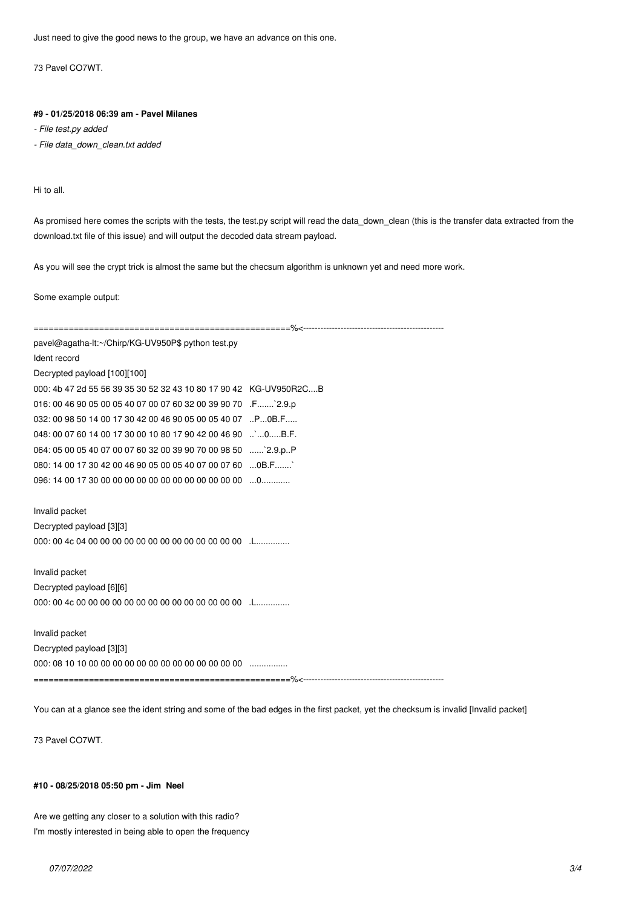Just need to give the good news to the group, we have an advance on this one.

73 Pavel CO7WT.

#### #9 - 01/25/2018 06:39 am - Pavel Milanes

- *File test.py added*
- *File data_down_clean.txt added*

Hi to all.

As promised here comes the scripts with the tests, the test.py script will read the data_down_clean (this is the transfer data extracted from the download.txt file of this issue) and will output the decoded data stream payload.

As you will see the crypt trick is almost the same but the checsum algorithm is unknown yet and need more work.

Some example output:

```
==================================================%<------------------------------------------------
pavel@agatha-lt:~/Chirp/KG-UV950P$ python test.py
Ident record
Decrypted payload [100][100]
000: 4b 47 2d 55 56 39 35 30 52 32 43 10 80 17 90 42   KG-UV950R2C....B
016: 00 46 90 05 00 05 40 07 00 07 60 32 00 39 90 70   .F.......`2.9.p
032: 00 98 50 14 00 17 30 42 00 46 90 05 00 05 40 07   ..P...0B.F.....
048: 00 07 60 14 00 17 30 00 10 80 17 90 42 00 46 90   ..`...0.....B.F.
064: 05 00 05 40 07 00 07 60 32 00 39 90 70 00 98 50   ......`2.9.p..P
080: 14 00 17 30 42 00 46 90 05 00 05 40 07 00 07 60   ...0B.F.......`
096: 14 00 17 30 00 00 00 00 00 00 00 00 00 00 00 00   ...0............

Invalid packet
Decrypted payload [3][3]
000: 00 4c 04 00 00 00 00 00 00 00 00 00 00 00 00 00   .L..............

Invalid packet
Decrypted payload [6][6]
000: 00 4c 00 00 00 00 00 00 00 00 00 00 00 00 00 00   .L..............

Invalid packet
Decrypted payload [3][3]
000: 08 10 10 00 00 00 00 00 00 00 00 00 00 00 00 00   ................
==================================================%<------------------------------------------------
```

You can at a glance see the ident string and some of the bad edges in the first packet, yet the checksum is invalid [Invalid packet]

73 Pavel CO7WT.

#### #10 - 08/25/2018 05:50 pm - Jim Neel

Are we getting any closer to a solution with this radio?
I'm mostly interested in being able to open the frequency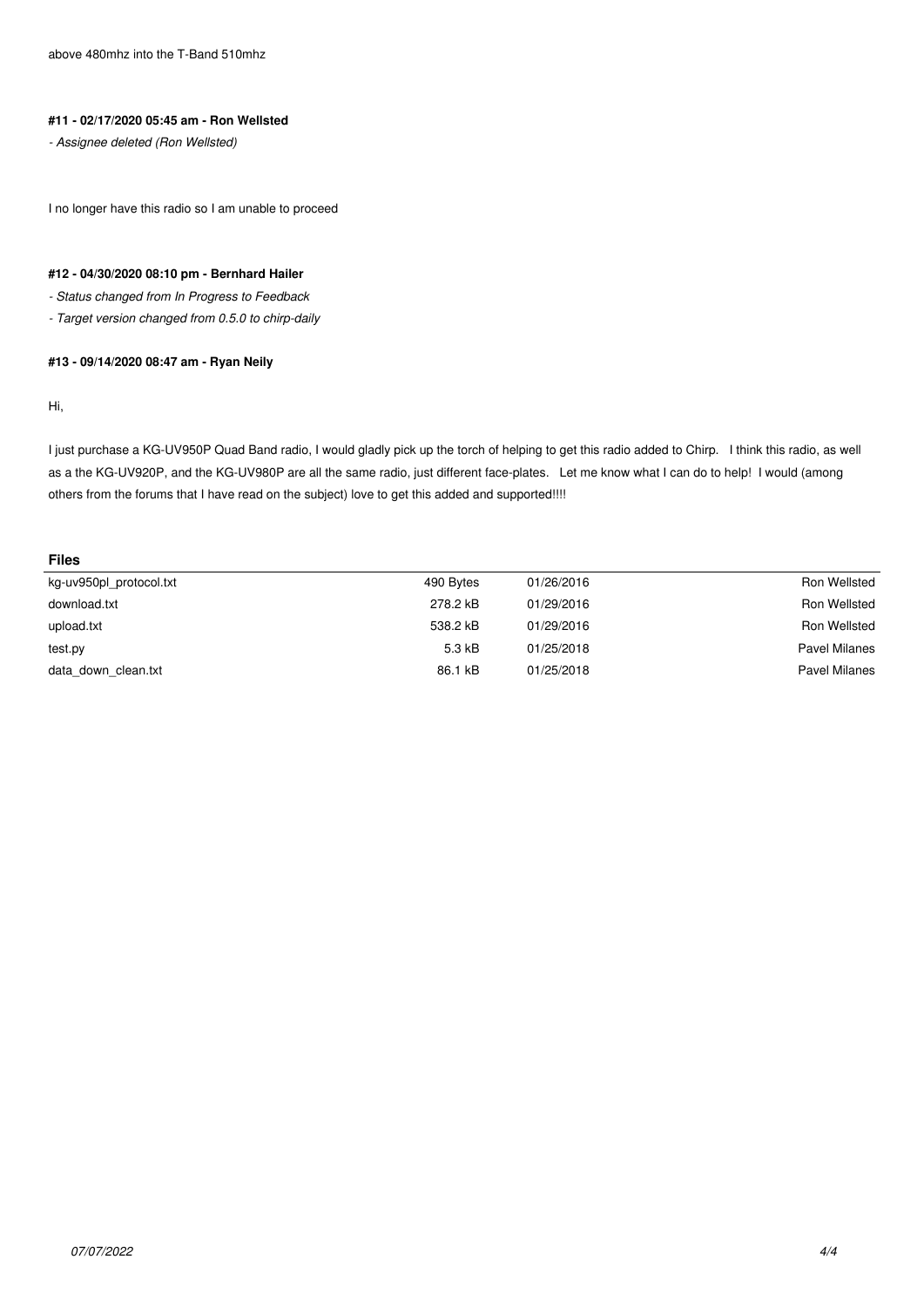above 480mhz into the T-Band 510mhz

#### #11 - 02/17/2020 05:45 am - Ron Wellsted

*- Assignee deleted (Ron Wellsted)*

I no longer have this radio so I am unable to proceed

#### #12 - 04/30/2020 08:10 pm - Bernhard Hailer

*- Status changed from In Progress to Feedback*

*- Target version changed from 0.5.0 to chirp-daily*

#### #13 - 09/14/2020 08:47 am - Ryan Neily

Hi,

I just purchase a KG-UV950P Quad Band radio, I would gladly pick up the torch of helping to get this radio added to Chirp. I think this radio, as well as a the KG-UV920P, and the KG-UV980P are all the same radio, just different face-plates. Let me know what I can do to help! I would (among others from the forums that I have read on the subject) love to get this added and supported!!!!

### Files

| | | | |
|---|---|---|---|
| kg-uv950pl_protocol.txt | 490 Bytes | 01/26/2016 | Ron Wellsted |
| download.txt | 278.2 kB | 01/29/2016 | Ron Wellsted |
| upload.txt | 538.2 kB | 01/29/2016 | Ron Wellsted |
| test.py | 5.3 kB | 01/25/2018 | Pavel Milanes |
| data_down_clean.txt | 86.1 kB | 01/25/2018 | Pavel Milanes |